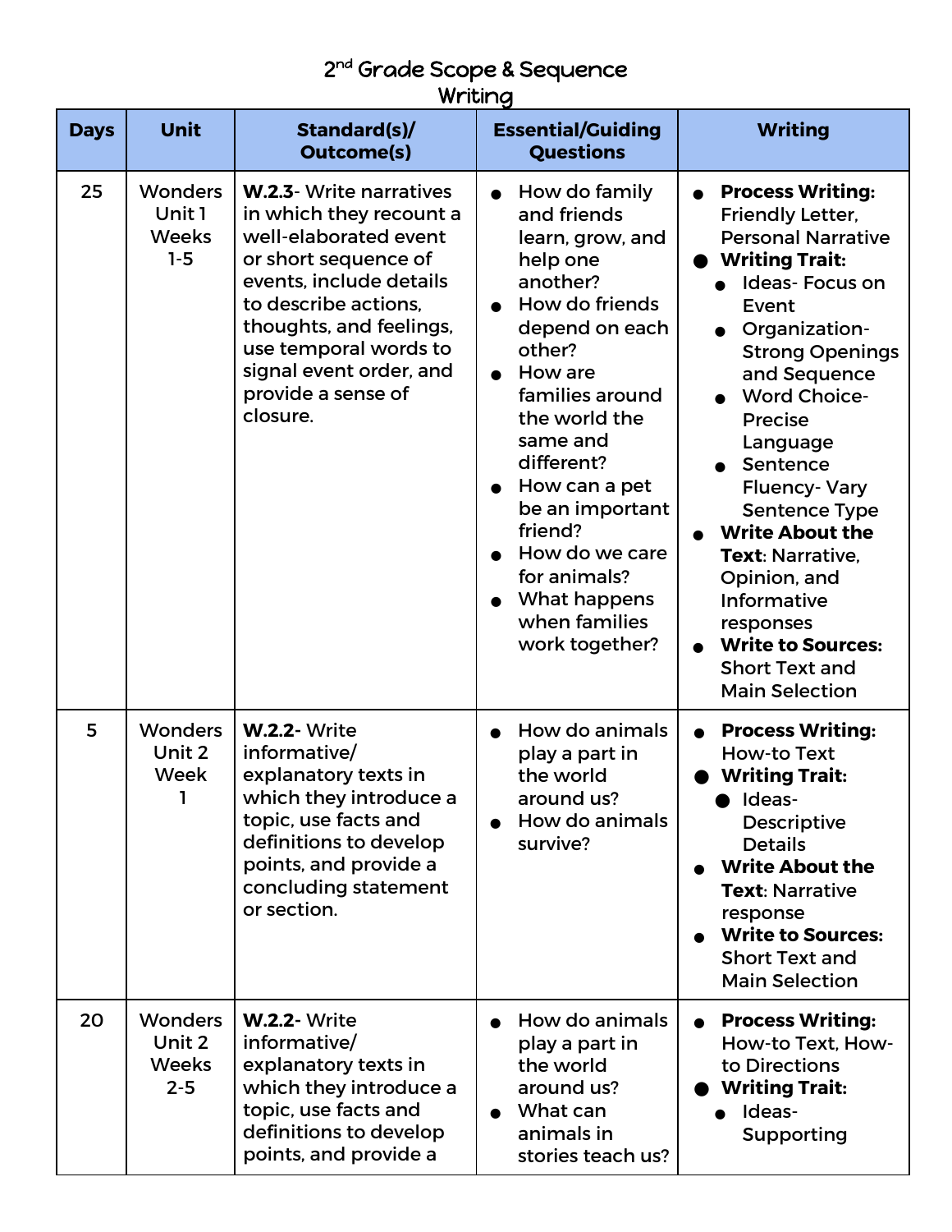# 2[nd] Grade Scope & Sequence
## Writing

| Days | Unit | Standard(s)/ Outcome(s) | Essential/Guiding Questions | Writing |
|---|---|---|---|---|
| 25 | Wonders Unit 1 Weeks 1-5 | **W.2.3**- Write narratives in which they recount a well-elaborated event or short sequence of events, include details to describe actions, thoughts, and feelings, use temporal words to signal event order, and provide a sense of closure. | • How do family and friends learn, grow, and help one another?<br>• How do friends depend on each other?<br>• How are families around the world the same and different?<br>• How can a pet be an important friend?<br>• How do we care for animals?<br>• What happens when families work together? | • **Process Writing:** Friendly Letter, Personal Narrative<br>• **Writing Trait:**<br>  ◦ Ideas- Focus on Event<br>  ◦ Organization- Strong Openings and Sequence<br>  ◦ Word Choice- Precise Language<br>  ◦ Sentence Fluency- Vary Sentence Type<br>• **Write About the Text**: Narrative, Opinion, and Informative responses<br>• **Write to Sources:** Short Text and Main Selection |
| 5 | Wonders Unit 2 Week 1 | **W.2.2**- Write informative/ explanatory texts in which they introduce a topic, use facts and definitions to develop points, and provide a concluding statement or section. | • How do animals play a part in the world around us?<br>• How do animals survive? | • **Process Writing:** How-to Text<br>• **Writing Trait:**<br>  ◦ Ideas- Descriptive Details<br>• **Write About the Text**: Narrative response<br>• **Write to Sources:** Short Text and Main Selection |
| 20 | Wonders Unit 2 Weeks 2-5 | **W.2.2**- Write informative/ explanatory texts in which they introduce a topic, use facts and definitions to develop points, and provide a | • How do animals play a part in the world around us?<br>• What can animals in stories teach us? | • **Process Writing:** How-to Text, How-to Directions<br>• **Writing Trait:**<br>  ◦ Ideas- Supporting |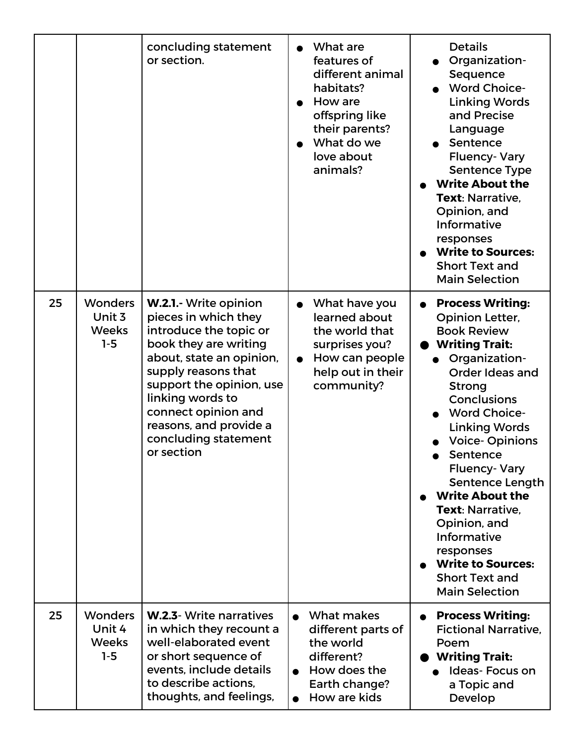| | | | | |
|---|---|---|---|---|
| | | concluding statement or section. | • What are features of different animal habitats?<br>• How are offspring like their parents?<br>• What do we love about animals? | Details<br>• Organization- Sequence<br>• Word Choice- Linking Words and Precise Language<br>• Sentence Fluency- Vary Sentence Type<br>• **Write About the Text**: Narrative, Opinion, and Informative responses<br>• **Write to Sources:** Short Text and Main Selection |
| 25 | Wonders Unit 3 Weeks 1-5 | **W.2.1.**- Write opinion pieces in which they introduce the topic or book they are writing about, state an opinion, supply reasons that support the opinion, use linking words to connect opinion and reasons, and provide a concluding statement or section | • What have you learned about the world that surprises you?<br>• How can people help out in their community? | • **Process Writing:** Opinion Letter, Book Review<br>• **Writing Trait:**<br>• Organization- Order Ideas and Strong Conclusions<br>• Word Choice- Linking Words<br>• Voice- Opinions<br>• Sentence Fluency- Vary Sentence Length<br>• **Write About the Text**: Narrative, Opinion, and Informative responses<br>• **Write to Sources:** Short Text and Main Selection |
| 25 | Wonders Unit 4 Weeks 1-5 | **W.2.3**- Write narratives in which they recount a well-elaborated event or short sequence of events, include details to describe actions, thoughts, and feelings, | • What makes different parts of the world different?<br>• How does the Earth change?<br>• How are kids | • **Process Writing:** Fictional Narrative, Poem<br>• **Writing Trait:**<br>• Ideas- Focus on a Topic and Develop |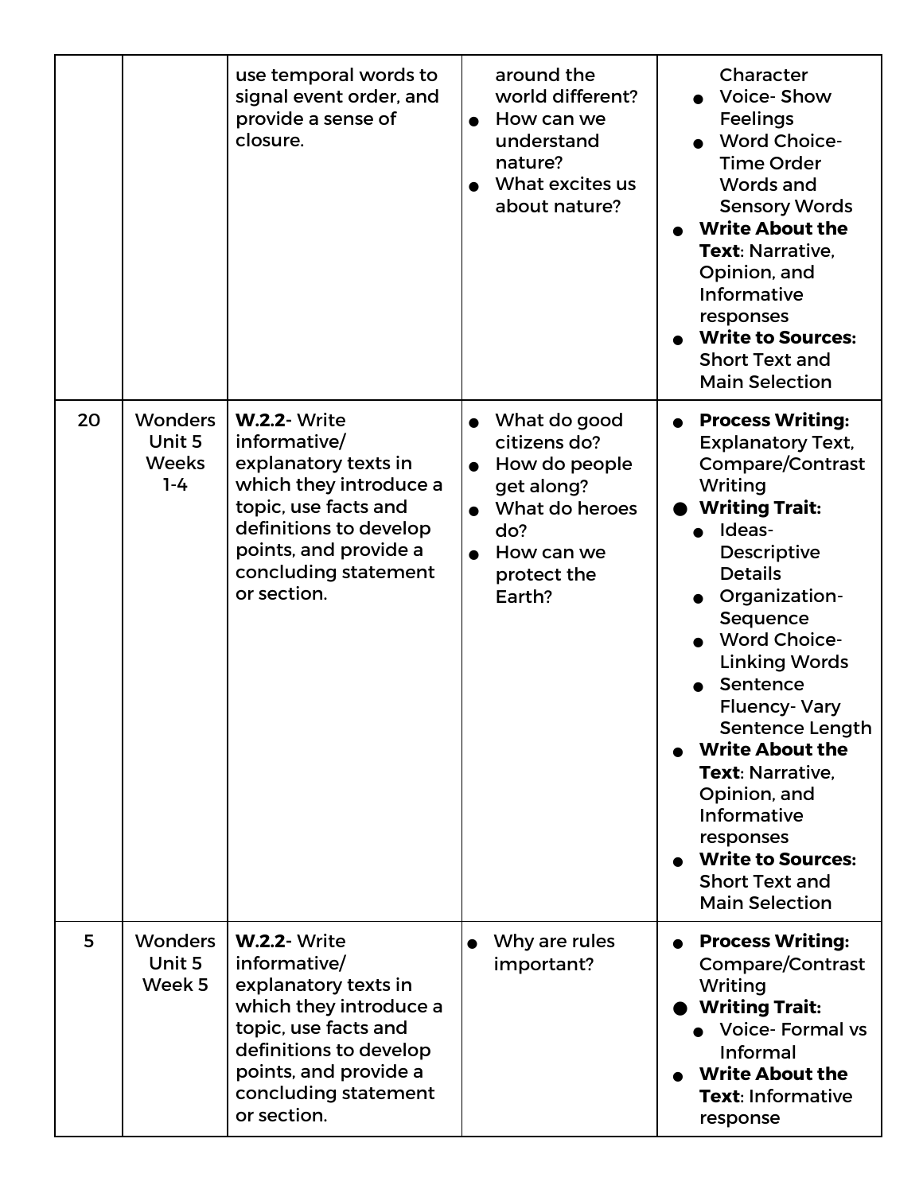| | | | | |
|---|---|---|---|---|
| | | use temporal words to signal event order, and provide a sense of closure. | around the world different?<br>● How can we understand nature?<br>● What excites us about nature? | Character<br>● Voice- Show Feelings<br>● Word Choice- Time Order Words and Sensory Words<br>● **Write About the Text**: Narrative, Opinion, and Informative responses<br>● **Write to Sources:** Short Text and Main Selection |
| 20 | Wonders Unit 5 Weeks 1-4 | **W.2.2**- Write informative/ explanatory texts in which they introduce a topic, use facts and definitions to develop points, and provide a concluding statement or section. | ● What do good citizens do?<br>● How do people get along?<br>● What do heroes do?<br>● How can we protect the Earth? | ● **Process Writing:** Explanatory Text, Compare/Contrast Writing<br>● **Writing Trait:**<br>● Ideas- Descriptive Details<br>● Organization- Sequence<br>● Word Choice- Linking Words<br>● Sentence Fluency- Vary Sentence Length<br>● **Write About the Text**: Narrative, Opinion, and Informative responses<br>● **Write to Sources:** Short Text and Main Selection |
| 5 | Wonders Unit 5 Week 5 | **W.2.2**- Write informative/ explanatory texts in which they introduce a topic, use facts and definitions to develop points, and provide a concluding statement or section. | ● Why are rules important? | ● **Process Writing:** Compare/Contrast Writing<br>● **Writing Trait:**<br>● Voice- Formal vs Informal<br>● **Write About the Text**: Informative response |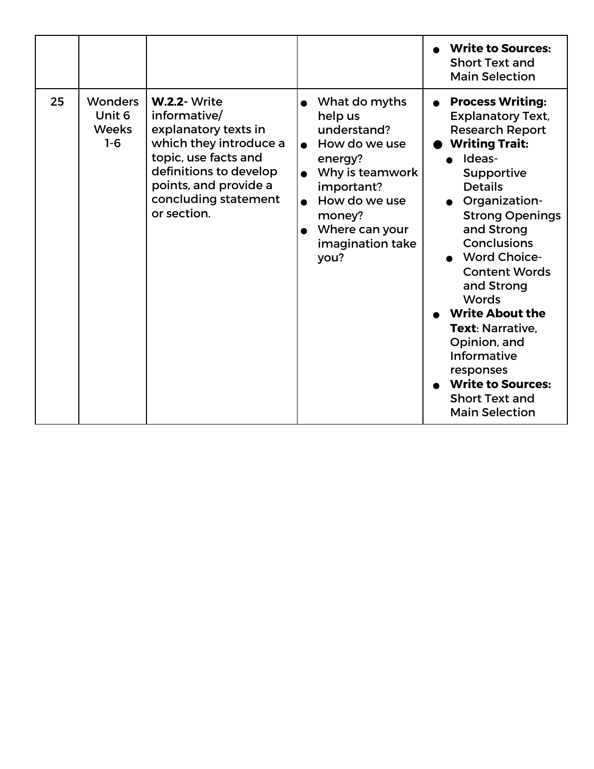| | | | | |
|---|---|---|---|---|
| | | | | • **Write to Sources:** Short Text and Main Selection |
| 25 | Wonders Unit 6 Weeks 1-6 | **W.2.2**- Write informative/ explanatory texts in which they introduce a topic, use facts and definitions to develop points, and provide a concluding statement or section. | • What do myths help us understand?<br>• How do we use energy?<br>• Why is teamwork important?<br>• How do we use money?<br>• Where can your imagination take you? | • **Process Writing:** Explanatory Text, Research Report<br>• **Writing Trait:**<br>  • Ideas- Supportive Details<br>  • Organization- Strong Openings and Strong Conclusions<br>  • Word Choice- Content Words and Strong Words<br>• **Write About the Text**: Narrative, Opinion, and Informative responses<br>• **Write to Sources:** Short Text and Main Selection |